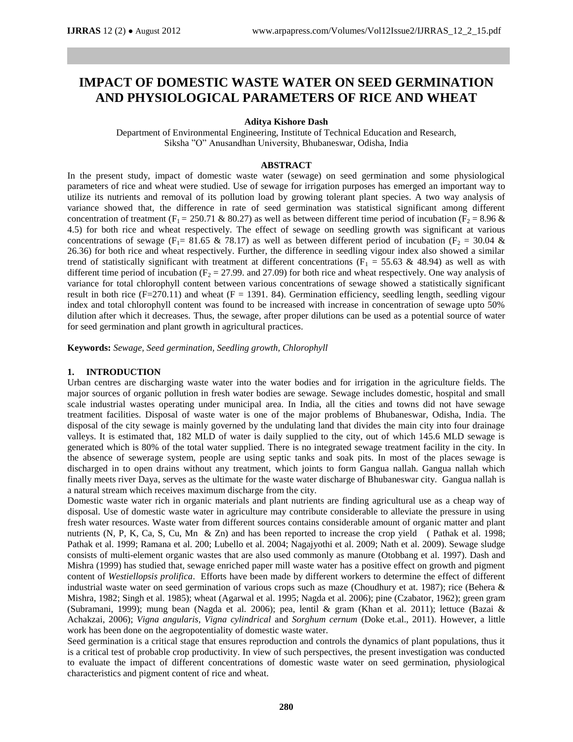# IMPACT OF DOMESTIC WASTE WATER ON SEED GERMINATION AND PHYSIOLOGICAL PARAMETERS OF RICE AND WHEAT

**Aditya Kishore Dash**

Department of Environmental Engineering, Institute of Technical Education and Research, Siksha "O" Anusandhan University, Bhubaneswar, Odisha, India

## ABSTRACT

In the present study, impact of domestic waste water (sewage) on seed germination and some physiological parameters of rice and wheat were studied. Use of sewage for irrigation purposes has emerged an important way to utilize its nutrients and removal of its pollution load by growing tolerant plant species. A two way analysis of variance showed that, the difference in rate of seed germination was statistical significant among different concentration of treatment ($F_1 = 250.71$ & $80.27$) as well as between different time period of incubation ($F_2 = 8.96$ & $4.5$) for both rice and wheat respectively. The effect of sewage on seedling growth was significant at various concentrations of sewage ($F_1 = 81.65$ & $78.17$) as well as between different period of incubation ($F_2 = 30.04$ & $26.36$) for both rice and wheat respectively. Further, the difference in seedling vigour index also showed a similar trend of statistically significant with treatment at different concentrations ($F_1 = 55.63$ & $48.94$) as well as with different time period of incubation ($F_2 = 27.99.$ and $27.09$) for both rice and wheat respectively. One way analysis of variance for total chlorophyll content between various concentrations of sewage showed a statistically significant result in both rice ($F=270.11$) and wheat ($F = 1391. 84$). Germination efficiency, seedling length, seedling vigour index and total chlorophyll content was found to be increased with increase in concentration of sewage upto 50% dilution after which it decreases. Thus, the sewage, after proper dilutions can be used as a potential source of water for seed germination and plant growth in agricultural practices.

**Keywords:** *Sewage, Seed germination, Seedling growth, Chlorophyll*

## 1. INTRODUCTION

Urban centres are discharging waste water into the water bodies and for irrigation in the agriculture fields. The major sources of organic pollution in fresh water bodies are sewage. Sewage includes domestic, hospital and small scale industrial wastes operating under municipal area. In India, all the cities and towns did not have sewage treatment facilities. Disposal of waste water is one of the major problems of Bhubaneswar, Odisha, India. The disposal of the city sewage is mainly governed by the undulating land that divides the main city into four drainage valleys. It is estimated that, 182 MLD of water is daily supplied to the city, out of which 145.6 MLD sewage is generated which is 80% of the total water supplied. There is no integrated sewage treatment facility in the city. In the absence of sewerage system, people are using septic tanks and soak pits. In most of the places sewage is discharged in to open drains without any treatment, which joints to form Gangua nallah. Gangua nallah which finally meets river Daya, serves as the ultimate for the waste water discharge of Bhubaneswar city. Gangua nallah is a natural stream which receives maximum discharge from the city.

Domestic waste water rich in organic materials and plant nutrients are finding agricultural use as a cheap way of disposal. Use of domestic waste water in agriculture may contribute considerable to alleviate the pressure in using fresh water resources. Waste water from different sources contains considerable amount of organic matter and plant nutrients (N, P, K, Ca, S, Cu, Mn & Zn) and has been reported to increase the crop yield ( Pathak et al. 1998; Pathak et al. 1999; Ramana et al. 200; Lubello et al. 2004; Nagajyothi et al. 2009; Nath et al. 2009). Sewage sludge consists of multi-element organic wastes that are also used commonly as manure (Otobbang et al. 1997). Dash and Mishra (1999) has studied that, sewage enriched paper mill waste water has a positive effect on growth and pigment content of *Westiellopsis prolifica*. Efforts have been made by different workers to determine the effect of different industrial waste water on seed germination of various crops such as maze (Choudhury et at. 1987); rice (Behera & Mishra, 1982; Singh et al. 1985); wheat (Agarwal et al. 1995; Nagda et al. 2006); pine (Czabator, 1962); green gram (Subramani, 1999); mung bean (Nagda et al. 2006); pea, lentil & gram (Khan et al. 2011); lettuce (Bazai & Achakzai, 2006); *Vigna angularis*, *Vigna cylindrical* and *Sorghum cernum* (Doke et.al., 2011). However, a little work has been done on the aegropotentiality of domestic waste water.

Seed germination is a critical stage that ensures reproduction and controls the dynamics of plant populations, thus it is a critical test of probable crop productivity. In view of such perspectives, the present investigation was conducted to evaluate the impact of different concentrations of domestic waste water on seed germination, physiological characteristics and pigment content of rice and wheat.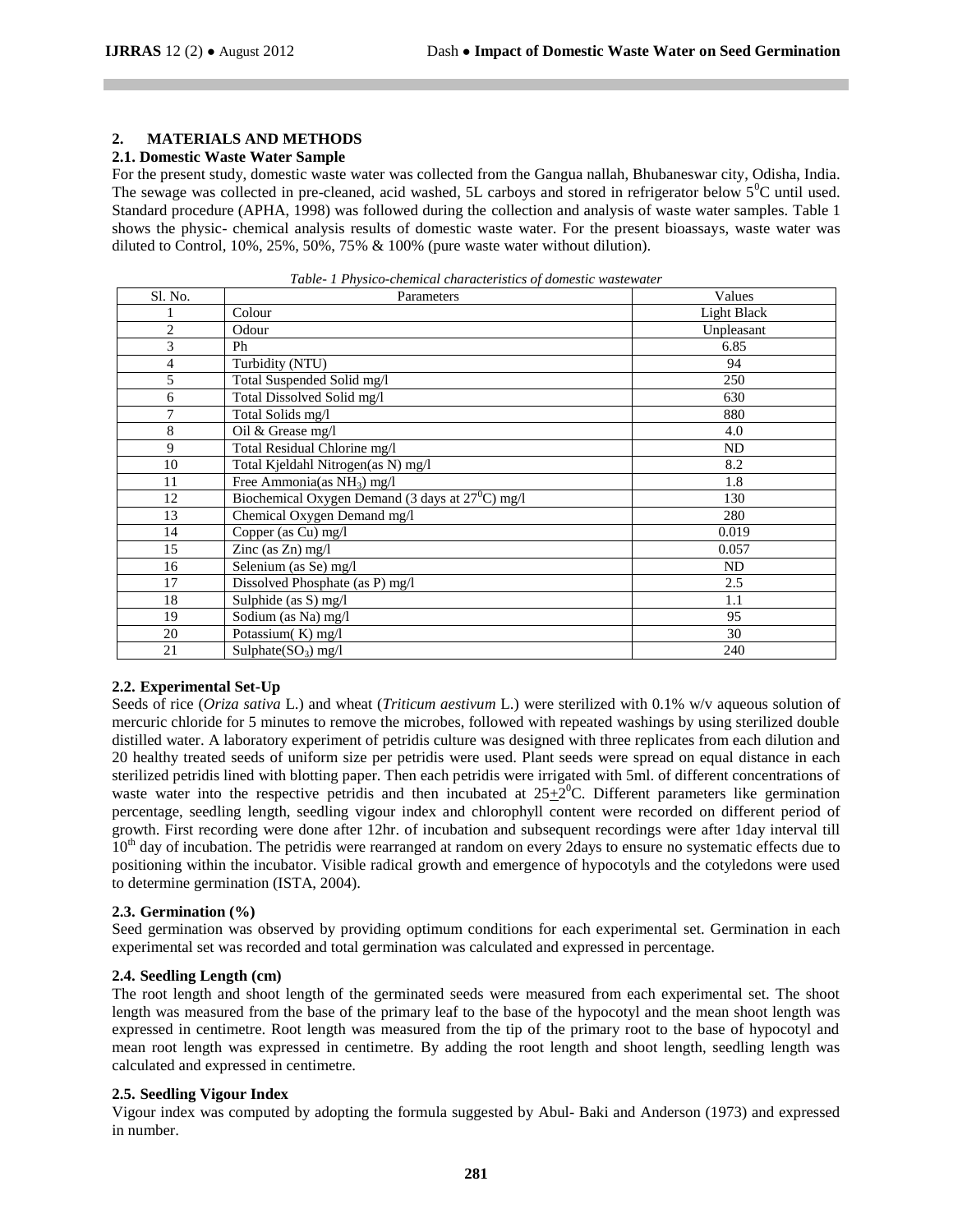## 2. MATERIALS AND METHODS

### 2.1. Domestic Waste Water Sample

For the present study, domestic waste water was collected from the Gangua nallah, Bhubaneswar city, Odisha, India. The sewage was collected in pre-cleaned, acid washed, 5L carboys and stored in refrigerator below $5^0$C until used. Standard procedure (APHA, 1998) was followed during the collection and analysis of waste water samples. Table 1 shows the physic- chemical analysis results of domestic waste water. For the present bioassays, waste water was diluted to Control, 10%, 25%, 50%, 75% & 100% (pure waste water without dilution).

*Table- 1 Physico-chemical characteristics of domestic wastewater*

| Sl. No. | Parameters | Values |
|---|---|---|
| 1 | Colour | Light Black |
| 2 | Odour | Unpleasant |
| 3 | Ph | 6.85 |
| 4 | Turbidity (NTU) | 94 |
| 5 | Total Suspended Solid mg/l | 250 |
| 6 | Total Dissolved Solid mg/l | 630 |
| 7 | Total Solids mg/l | 880 |
| 8 | Oil & Grease mg/l | 4.0 |
| 9 | Total Residual Chlorine mg/l | ND |
| 10 | Total Kjeldahl Nitrogen(as N) mg/l | 8.2 |
| 11 | Free Ammonia(as $NH_3$) mg/l | 1.8 |
| 12 | Biochemical Oxygen Demand (3 days at $27^0$C) mg/l | 130 |
| 13 | Chemical Oxygen Demand mg/l | 280 |
| 14 | Copper (as Cu) mg/l | 0.019 |
| 15 | Zinc (as Zn) mg/l | 0.057 |
| 16 | Selenium (as Se) mg/l | ND |
| 17 | Dissolved Phosphate (as P) mg/l | 2.5 |
| 18 | Sulphide (as S) mg/l | 1.1 |
| 19 | Sodium (as Na) mg/l | 95 |
| 20 | Potassium( K) mg/l | 30 |
| 21 | Sulphate($SO_3$) mg/l | 240 |

### 2.2. Experimental Set-Up

Seeds of rice (*Oriza sativa* L.) and wheat (*Triticum aestivum* L.) were sterilized with 0.1% w/v aqueous solution of mercuric chloride for 5 minutes to remove the microbes, followed with repeated washings by using sterilized double distilled water. A laboratory experiment of petridis culture was designed with three replicates from each dilution and 20 healthy treated seeds of uniform size per petridis were used. Plant seeds were spread on equal distance in each sterilized petridis lined with blotting paper. Then each petridis were irrigated with 5ml. of different concentrations of waste water into the respective petridis and then incubated at $25\pm2^0$C. Different parameters like germination percentage, seedling length, seedling vigour index and chlorophyll content were recorded on different period of growth. First recording were done after 12hr. of incubation and subsequent recordings were after 1day interval till $10^{th}$ day of incubation. The petridis were rearranged at random on every 2days to ensure no systematic effects due to positioning within the incubator. Visible radical growth and emergence of hypocotyls and the cotyledons were used to determine germination (ISTA, 2004).

### 2.3. Germination (%)

Seed germination was observed by providing optimum conditions for each experimental set. Germination in each experimental set was recorded and total germination was calculated and expressed in percentage.

### 2.4. Seedling Length (cm)

The root length and shoot length of the germinated seeds were measured from each experimental set. The shoot length was measured from the base of the primary leaf to the base of the hypocotyl and the mean shoot length was expressed in centimetre. Root length was measured from the tip of the primary root to the base of hypocotyl and mean root length was expressed in centimetre. By adding the root length and shoot length, seedling length was calculated and expressed in centimetre.

### 2.5. Seedling Vigour Index

Vigour index was computed by adopting the formula suggested by Abul- Baki and Anderson (1973) and expressed in number.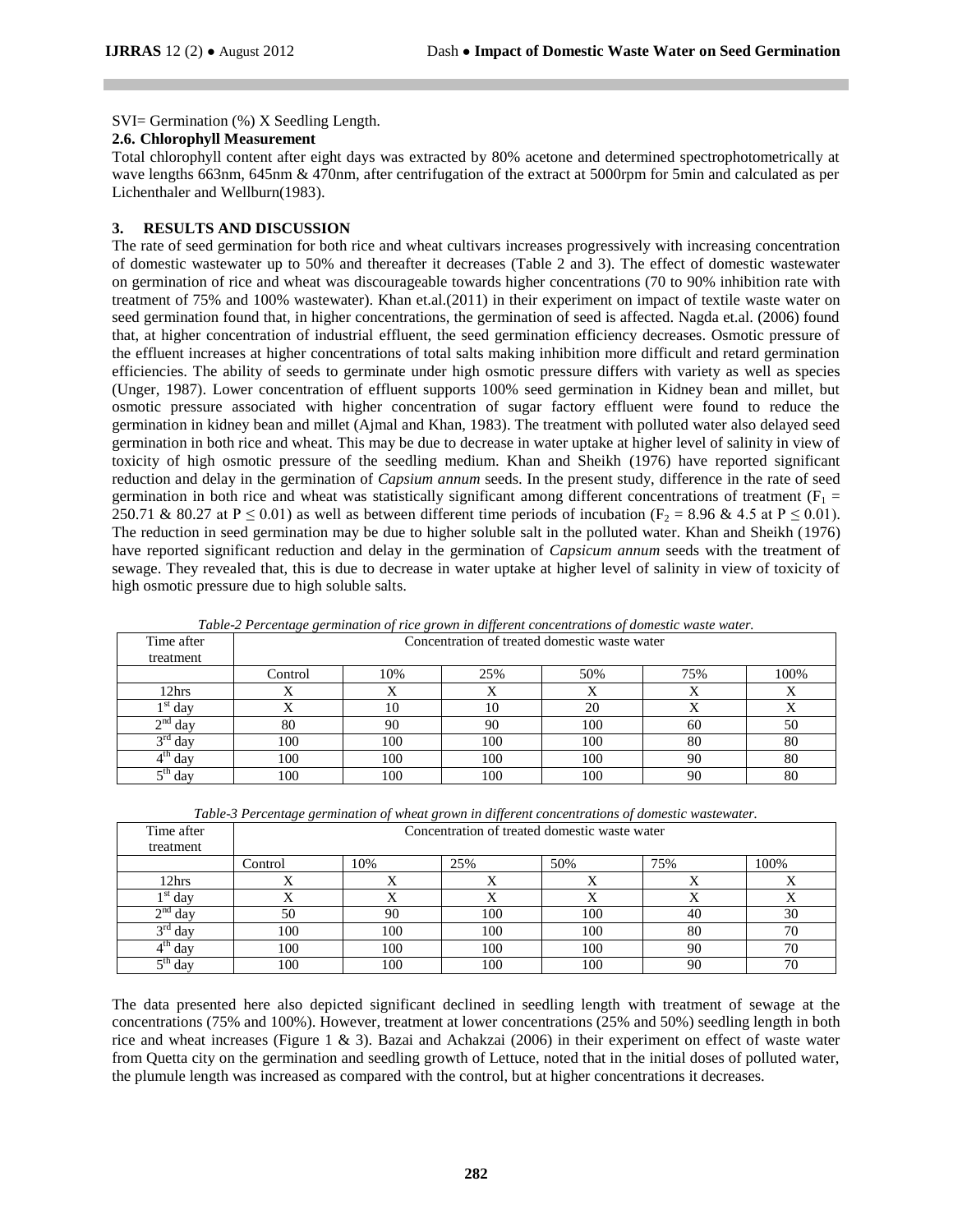SVI= Germination (%) X Seedling Length.

### 2.6. Chlorophyll Measurement

Total chlorophyll content after eight days was extracted by 80% acetone and determined spectrophotometrically at wave lengths 663nm, 645nm & 470nm, after centrifugation of the extract at 5000rpm for 5min and calculated as per Lichenthaler and Wellburn(1983).

## 3. RESULTS AND DISCUSSION

The rate of seed germination for both rice and wheat cultivars increases progressively with increasing concentration of domestic wastewater up to 50% and thereafter it decreases (Table 2 and 3). The effect of domestic wastewater on germination of rice and wheat was discourageable towards higher concentrations (70 to 90% inhibition rate with treatment of 75% and 100% wastewater). Khan et.al.(2011) in their experiment on impact of textile waste water on seed germination found that, in higher concentrations, the germination of seed is affected. Nagda et.al. (2006) found that, at higher concentration of industrial effluent, the seed germination efficiency decreases. Osmotic pressure of the effluent increases at higher concentrations of total salts making inhibition more difficult and retard germination efficiencies. The ability of seeds to germinate under high osmotic pressure differs with variety as well as species (Unger, 1987). Lower concentration of effluent supports 100% seed germination in Kidney bean and millet, but osmotic pressure associated with higher concentration of sugar factory effluent were found to reduce the germination in kidney bean and millet (Ajmal and Khan, 1983). The treatment with polluted water also delayed seed germination in both rice and wheat. This may be due to decrease in water uptake at higher level of salinity in view of toxicity of high osmotic pressure of the seedling medium. Khan and Sheikh (1976) have reported significant reduction and delay in the germination of *Capsium annum* seeds. In the present study, difference in the rate of seed germination in both rice and wheat was statistically significant among different concentrations of treatment ($F_1$ = 250.71 & 80.27 at $P \leq 0.01$) as well as between different time periods of incubation ($F_2$ = 8.96 & 4.5 at $P \leq 0.01$). The reduction in seed germination may be due to higher soluble salt in the polluted water. Khan and Sheikh (1976) have reported significant reduction and delay in the germination of *Capsicum annum* seeds with the treatment of sewage. They revealed that, this is due to decrease in water uptake at higher level of salinity in view of toxicity of high osmotic pressure due to high soluble salts.

*Table-2 Percentage germination of rice grown in different concentrations of domestic waste water.*

| Time after treatment | Concentration of treated domestic waste water | | | | | |
|---|---|---|---|---|---|---|
| | Control | 10% | 25% | 50% | 75% | 100% |
| 12hrs | X | X | X | X | X | X |
| 1st day | X | 10 | 10 | 20 | X | X |
| 2nd day | 80 | 90 | 90 | 100 | 60 | 50 |
| 3rd day | 100 | 100 | 100 | 100 | 80 | 80 |
| 4th day | 100 | 100 | 100 | 100 | 90 | 80 |
| 5th day | 100 | 100 | 100 | 100 | 90 | 80 |

*Table-3 Percentage germination of wheat grown in different concentrations of domestic wastewater.*

| Time after treatment | Concentration of treated domestic waste water | | | | | |
|---|---|---|---|---|---|---|
| | Control | 10% | 25% | 50% | 75% | 100% |
| 12hrs | X | X | X | X | X | X |
| 1st day | X | X | X | X | X | X |
| 2nd day | 50 | 90 | 100 | 100 | 40 | 30 |
| 3rd day | 100 | 100 | 100 | 100 | 80 | 70 |
| 4th day | 100 | 100 | 100 | 100 | 90 | 70 |
| 5th day | 100 | 100 | 100 | 100 | 90 | 70 |

The data presented here also depicted significant declined in seedling length with treatment of sewage at the concentrations (75% and 100%). However, treatment at lower concentrations (25% and 50%) seedling length in both rice and wheat increases (Figure 1 & 3). Bazai and Achakzai (2006) in their experiment on effect of waste water from Quetta city on the germination and seedling growth of Lettuce, noted that in the initial doses of polluted water, the plumule length was increased as compared with the control, but at higher concentrations it decreases.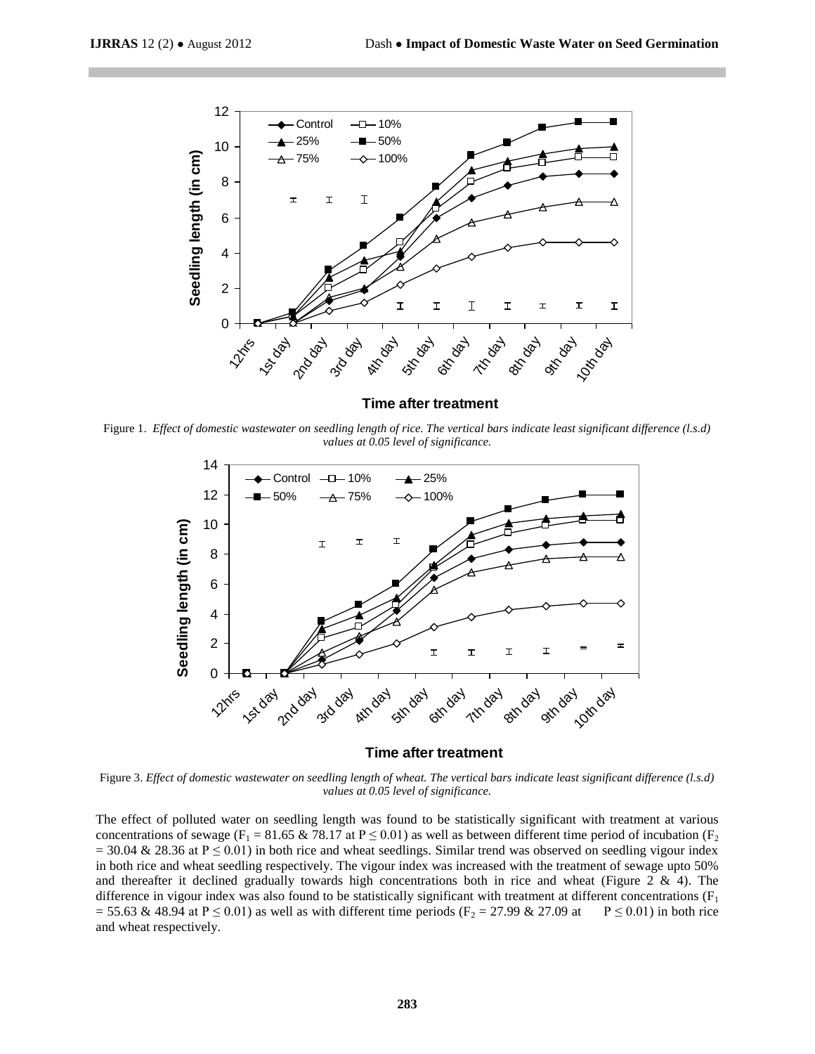Figure 1. *Effect of domestic wastewater on seedling length of rice. The vertical bars indicate least significant difference (l.s.d) values at 0.05 level of significance.*

Figure 3. *Effect of domestic wastewater on seedling length of wheat. The vertical bars indicate least significant difference (l.s.d) values at 0.05 level of significance.*

The effect of polluted water on seedling length was found to be statistically significant with treatment at various concentrations of sewage ($F_1 = 81.65$ & $78.17$ at $P \leq 0.01$) as well as between different time period of incubation ($F_2 = 30.04$ & $28.36$ at $P \leq 0.01$) in both rice and wheat seedlings. Similar trend was observed on seedling vigour index in both rice and wheat seedling respectively. The vigour index was increased with the treatment of sewage upto 50% and thereafter it declined gradually towards high concentrations both in rice and wheat (Figure 2 & 4). The difference in vigour index was also found to be statistically significant with treatment at different concentrations ($F_1 = 55.63$ & $48.94$ at $P \leq 0.01$) as well as with different time periods ($F_2 = 27.99$ & $27.09$ at $P \leq 0.01$) in both rice and wheat respectively.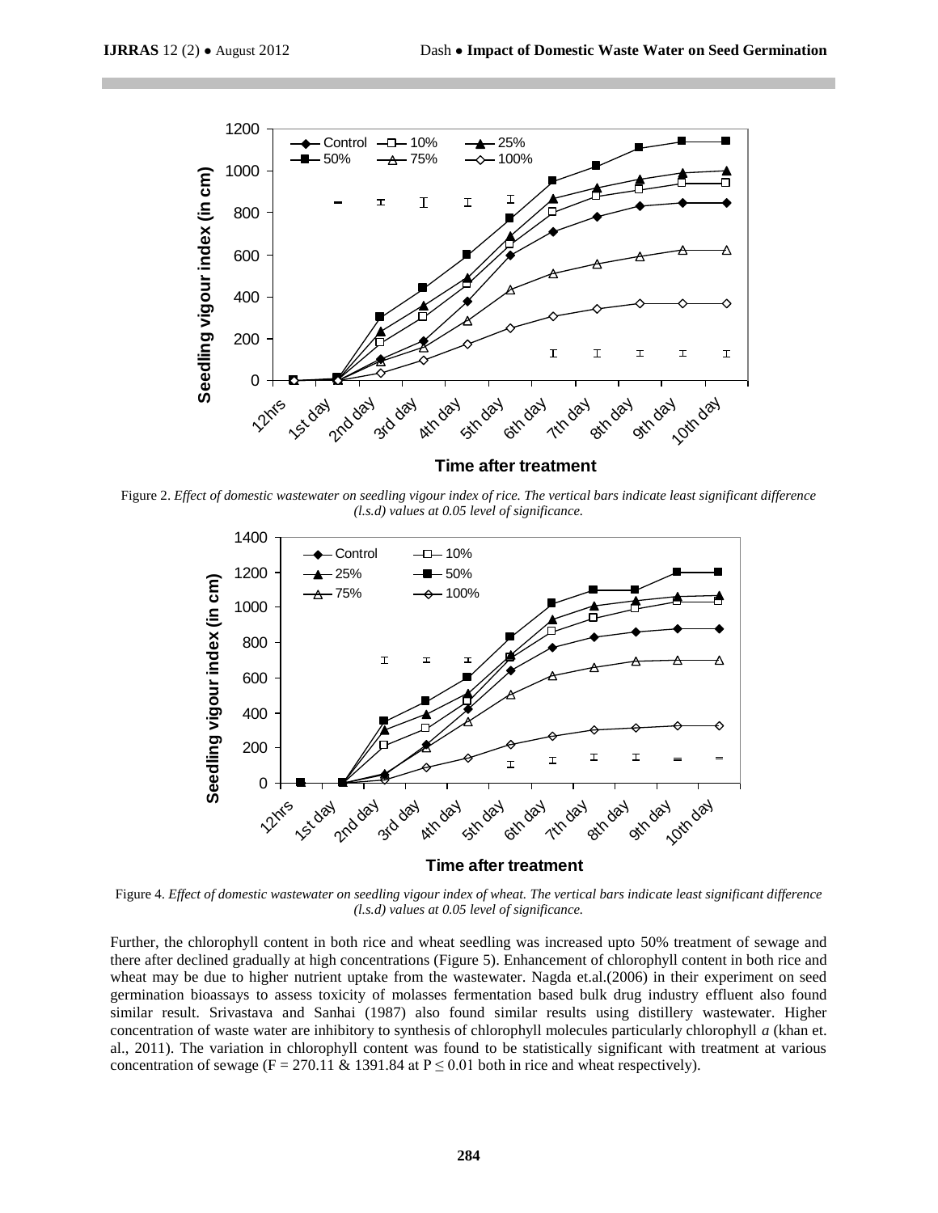Figure 2. *Effect of domestic wastewater on seedling vigour index of rice. The vertical bars indicate least significant difference (l.s.d) values at 0.05 level of significance.*

Figure 4. *Effect of domestic wastewater on seedling vigour index of wheat. The vertical bars indicate least significant difference (l.s.d) values at 0.05 level of significance.*

Further, the chlorophyll content in both rice and wheat seedling was increased upto 50% treatment of sewage and there after declined gradually at high concentrations (Figure 5). Enhancement of chlorophyll content in both rice and wheat may be due to higher nutrient uptake from the wastewater. Nagda et.al.(2006) in their experiment on seed germination bioassays to assess toxicity of molasses fermentation based bulk drug industry effluent also found similar result. Srivastava and Sanhai (1987) also found similar results using distillery wastewater. Higher concentration of waste water are inhibitory to synthesis of chlorophyll molecules particularly chlorophyll *a* (khan et. al., 2011). The variation in chlorophyll content was found to be statistically significant with treatment at various concentration of sewage ($F = 270.11$ & $1391.84$ at $P \leq 0.01$ both in rice and wheat respectively).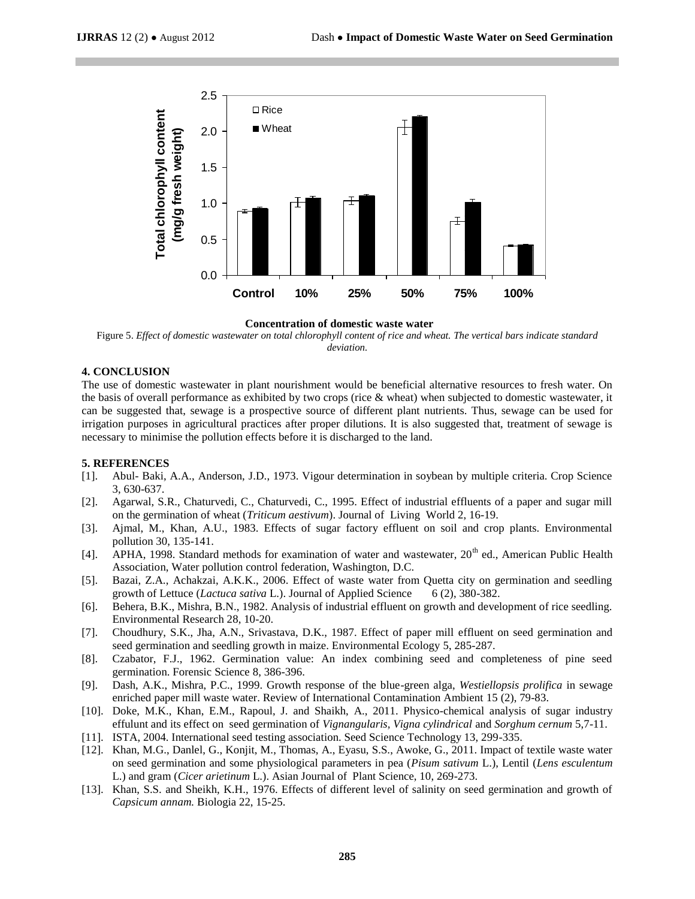**Concentration of domestic waste water**

Figure 5. *Effect of domestic wastewater on total chlorophyll content of rice and wheat. The vertical bars indicate standard deviation.*

## 4. CONCLUSION

The use of domestic wastewater in plant nourishment would be beneficial alternative resources to fresh water. On the basis of overall performance as exhibited by two crops (rice & wheat) when subjected to domestic wastewater, it can be suggested that, sewage is a prospective source of different plant nutrients. Thus, sewage can be used for irrigation purposes in agricultural practices after proper dilutions. It is also suggested that, treatment of sewage is necessary to minimise the pollution effects before it is discharged to the land.

## 5. REFERENCES

[1]. Abul- Baki, A.A., Anderson, J.D., 1973. Vigour determination in soybean by multiple criteria. Crop Science 3, 630-637.

[2]. Agarwal, S.R., Chaturvedi, C., Chaturvedi, C., 1995. Effect of industrial effluents of a paper and sugar mill on the germination of wheat (*Triticum aestivum*). Journal of Living World 2, 16-19.

[3]. Ajmal, M., Khan, A.U., 1983. Effects of sugar factory effluent on soil and crop plants. Environmental pollution 30, 135-141.

[4]. APHA, 1998. Standard methods for examination of water and wastewater, 20th ed., American Public Health Association, Water pollution control federation, Washington, D.C.

[5]. Bazai, Z.A., Achakzai, A.K.K., 2006. Effect of waste water from Quetta city on germination and seedling growth of Lettuce (*Lactuca sativa* L.). Journal of Applied Science 6 (2), 380-382.

[6]. Behera, B.K., Mishra, B.N., 1982. Analysis of industrial effluent on growth and development of rice seedling. Environmental Research 28, 10-20.

[7]. Choudhury, S.K., Jha, A.N., Srivastava, D.K., 1987. Effect of paper mill effluent on seed germination and seed germination and seedling growth in maize. Environmental Ecology 5, 285-287.

[8]. Czabator, F.J., 1962. Germination value: An index combining seed and completeness of pine seed germination. Forensic Science 8, 386-396.

[9]. Dash, A.K., Mishra, P.C., 1999. Growth response of the blue-green alga, *Westiellopsis prolifica* in sewage enriched paper mill waste water. Review of International Contamination Ambient 15 (2), 79-83.

[10]. Doke, M.K., Khan, E.M., Rapoul, J. and Shaikh, A., 2011. Physico-chemical analysis of sugar industry effulunt and its effect on seed germination of *Vignangularis, Vigna cylindrical* and *Sorghum cernum* 5,7-11.

[11]. ISTA, 2004. International seed testing association. Seed Science Technology 13, 299-335.

[12]. Khan, M.G., Danlel, G., Konjit, M., Thomas, A., Eyasu, S.S., Awoke, G., 2011. Impact of textile waste water on seed germination and some physiological parameters in pea (*Pisum sativum* L.), Lentil (*Lens esculentum* L.) and gram (*Cicer arietinum* L.). Asian Journal of Plant Science, 10, 269-273.

[13]. Khan, S.S. and Sheikh, K.H., 1976. Effects of different level of salinity on seed germination and growth of *Capsicum annam.* Biologia 22, 15-25.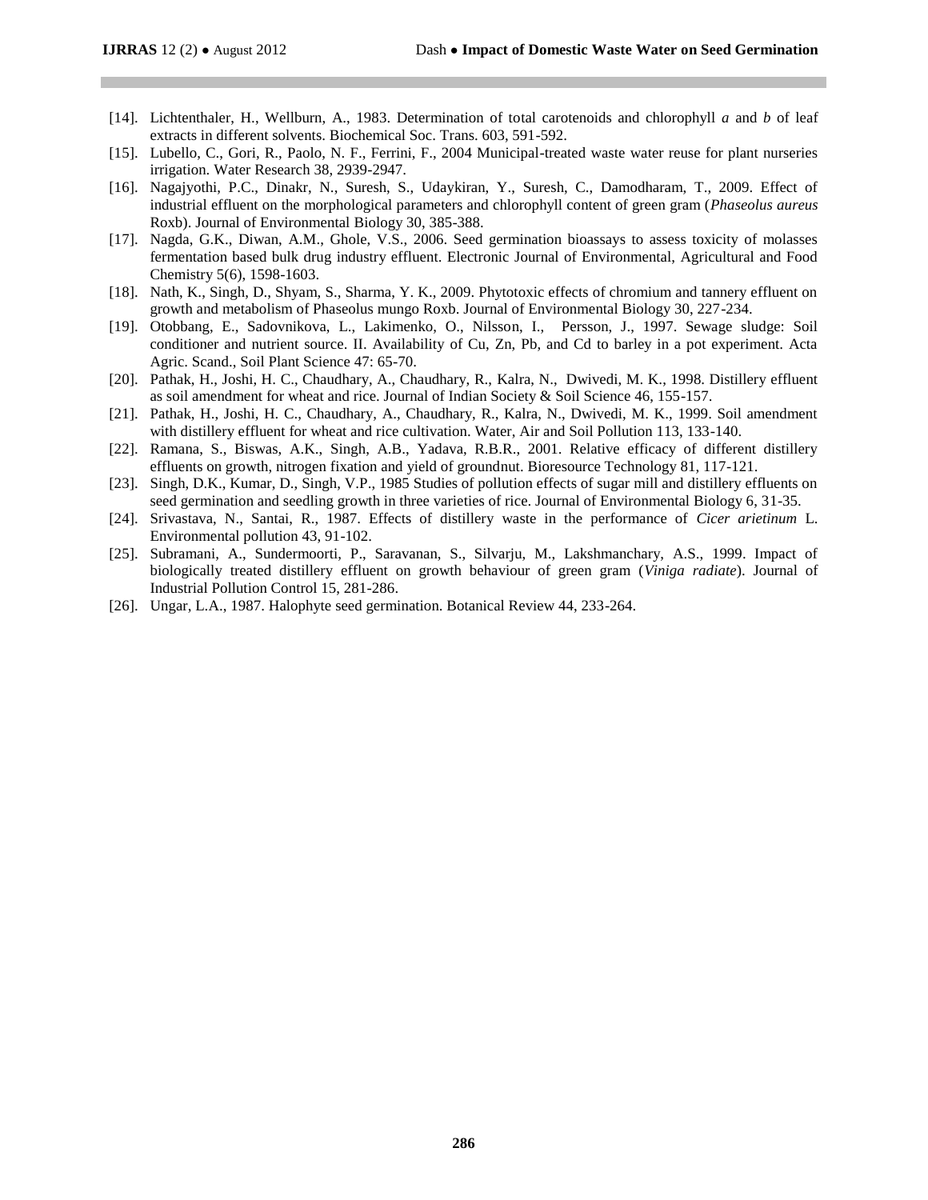[14]. Lichtenthaler, H., Wellburn, A., 1983. Determination of total carotenoids and chlorophyll *a* and *b* of leaf extracts in different solvents. Biochemical Soc. Trans. 603, 591-592.

[15]. Lubello, C., Gori, R., Paolo, N. F., Ferrini, F., 2004 Municipal-treated waste water reuse for plant nurseries irrigation. Water Research 38, 2939-2947.

[16]. Nagajyothi, P.C., Dinakr, N., Suresh, S., Udaykiran, Y., Suresh, C., Damodharam, T., 2009. Effect of industrial effluent on the morphological parameters and chlorophyll content of green gram (*Phaseolus aureus* Roxb). Journal of Environmental Biology 30, 385-388.

[17]. Nagda, G.K., Diwan, A.M., Ghole, V.S., 2006. Seed germination bioassays to assess toxicity of molasses fermentation based bulk drug industry effluent. Electronic Journal of Environmental, Agricultural and Food Chemistry 5(6), 1598-1603.

[18]. Nath, K., Singh, D., Shyam, S., Sharma, Y. K., 2009. Phytotoxic effects of chromium and tannery effluent on growth and metabolism of Phaseolus mungo Roxb. Journal of Environmental Biology 30, 227-234.

[19]. Otobbang, E., Sadovnikova, L., Lakimenko, O., Nilsson, I., Persson, J., 1997. Sewage sludge: Soil conditioner and nutrient source. II. Availability of Cu, Zn, Pb, and Cd to barley in a pot experiment. Acta Agric. Scand., Soil Plant Science 47: 65-70.

[20]. Pathak, H., Joshi, H. C., Chaudhary, A., Chaudhary, R., Kalra, N., Dwivedi, M. K., 1998. Distillery effluent as soil amendment for wheat and rice. Journal of Indian Society & Soil Science 46, 155-157.

[21]. Pathak, H., Joshi, H. C., Chaudhary, A., Chaudhary, R., Kalra, N., Dwivedi, M. K., 1999. Soil amendment with distillery effluent for wheat and rice cultivation. Water, Air and Soil Pollution 113, 133-140.

[22]. Ramana, S., Biswas, A.K., Singh, A.B., Yadava, R.B.R., 2001. Relative efficacy of different distillery effluents on growth, nitrogen fixation and yield of groundnut. Bioresource Technology 81, 117-121.

[23]. Singh, D.K., Kumar, D., Singh, V.P., 1985 Studies of pollution effects of sugar mill and distillery effluents on seed germination and seedling growth in three varieties of rice. Journal of Environmental Biology 6, 31-35.

[24]. Srivastava, N., Santai, R., 1987. Effects of distillery waste in the performance of *Cicer arietinum* L. Environmental pollution 43, 91-102.

[25]. Subramani, A., Sundermoorti, P., Saravanan, S., Silvarju, M., Lakshmanchary, A.S., 1999. Impact of biologically treated distillery effluent on growth behaviour of green gram (*Viniga radiate*). Journal of Industrial Pollution Control 15, 281-286.

[26]. Ungar, L.A., 1987. Halophyte seed germination. Botanical Review 44, 233-264.